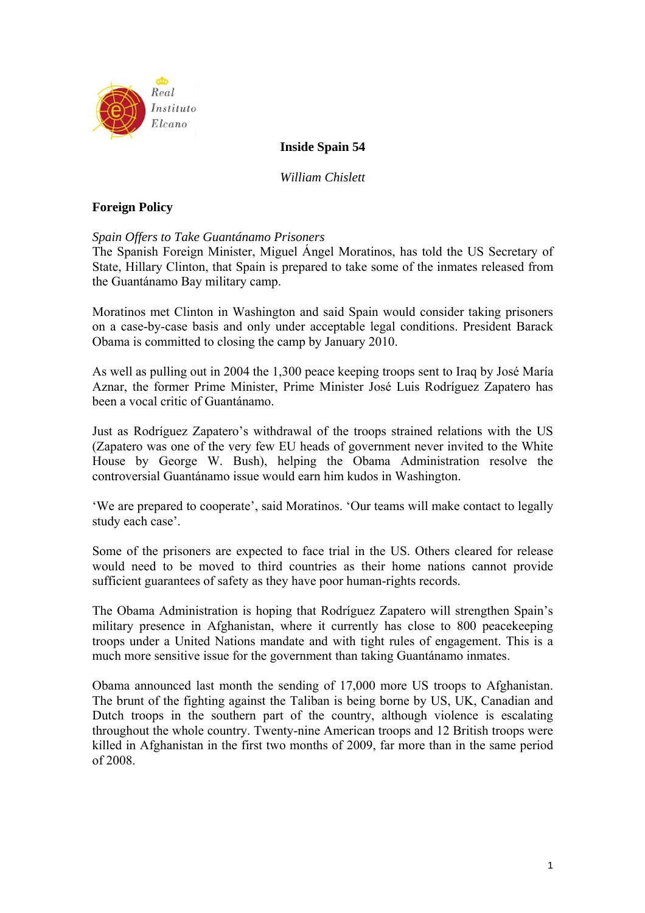Real Instituto Elcano

# Inside Spain 54

*William Chislett*

## Foreign Policy

*Spain Offers to Take Guantánamo Prisoners*

The Spanish Foreign Minister, Miguel Ángel Moratinos, has told the US Secretary of State, Hillary Clinton, that Spain is prepared to take some of the inmates released from the Guantánamo Bay military camp.

Moratinos met Clinton in Washington and said Spain would consider taking prisoners on a case-by-case basis and only under acceptable legal conditions. President Barack Obama is committed to closing the camp by January 2010.

As well as pulling out in 2004 the 1,300 peace keeping troops sent to Iraq by José María Aznar, the former Prime Minister, Prime Minister José Luis Rodríguez Zapatero has been a vocal critic of Guantánamo.

Just as Rodríguez Zapatero's withdrawal of the troops strained relations with the US (Zapatero was one of the very few EU heads of government never invited to the White House by George W. Bush), helping the Obama Administration resolve the controversial Guantánamo issue would earn him kudos in Washington.

'We are prepared to cooperate', said Moratinos. 'Our teams will make contact to legally study each case'.

Some of the prisoners are expected to face trial in the US. Others cleared for release would need to be moved to third countries as their home nations cannot provide sufficient guarantees of safety as they have poor human-rights records.

The Obama Administration is hoping that Rodríguez Zapatero will strengthen Spain's military presence in Afghanistan, where it currently has close to 800 peacekeeping troops under a United Nations mandate and with tight rules of engagement. This is a much more sensitive issue for the government than taking Guantánamo inmates.

Obama announced last month the sending of 17,000 more US troops to Afghanistan. The brunt of the fighting against the Taliban is being borne by US, UK, Canadian and Dutch troops in the southern part of the country, although violence is escalating throughout the whole country. Twenty-nine American troops and 12 British troops were killed in Afghanistan in the first two months of 2009, far more than in the same period of 2008.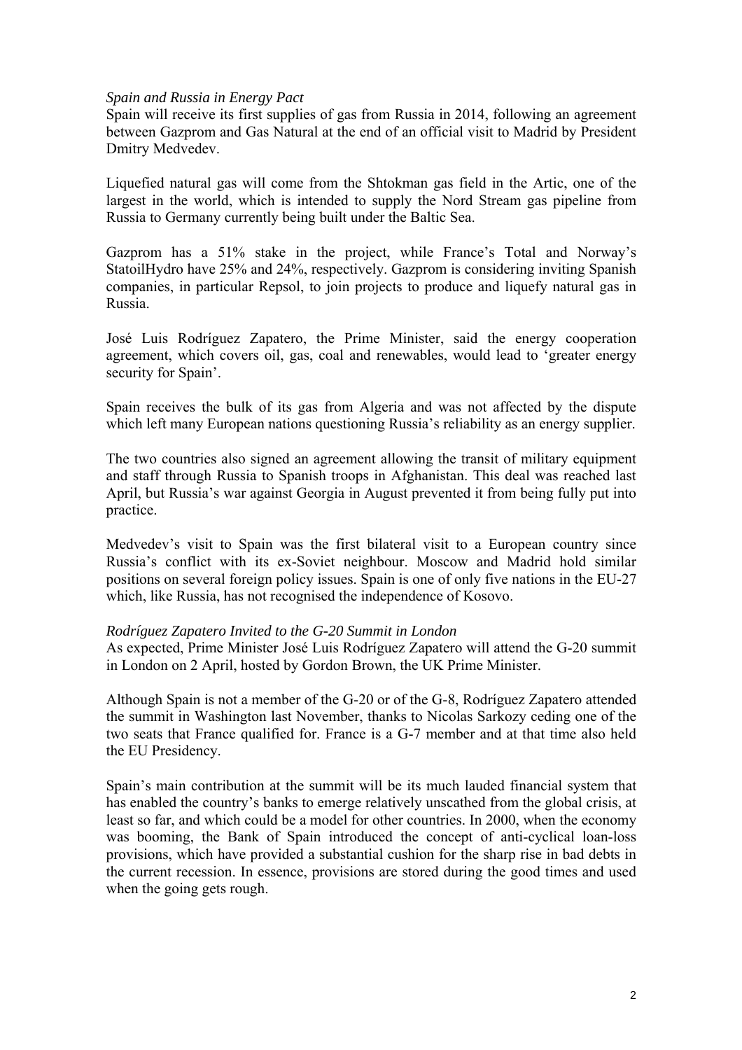*Spain and Russia in Energy Pact*

Spain will receive its first supplies of gas from Russia in 2014, following an agreement between Gazprom and Gas Natural at the end of an official visit to Madrid by President Dmitry Medvedev.

Liquefied natural gas will come from the Shtokman gas field in the Artic, one of the largest in the world, which is intended to supply the Nord Stream gas pipeline from Russia to Germany currently being built under the Baltic Sea.

Gazprom has a 51% stake in the project, while France's Total and Norway's StatoilHydro have 25% and 24%, respectively. Gazprom is considering inviting Spanish companies, in particular Repsol, to join projects to produce and liquefy natural gas in Russia.

José Luis Rodríguez Zapatero, the Prime Minister, said the energy cooperation agreement, which covers oil, gas, coal and renewables, would lead to 'greater energy security for Spain'.

Spain receives the bulk of its gas from Algeria and was not affected by the dispute which left many European nations questioning Russia's reliability as an energy supplier.

The two countries also signed an agreement allowing the transit of military equipment and staff through Russia to Spanish troops in Afghanistan. This deal was reached last April, but Russia's war against Georgia in August prevented it from being fully put into practice.

Medvedev's visit to Spain was the first bilateral visit to a European country since Russia's conflict with its ex-Soviet neighbour. Moscow and Madrid hold similar positions on several foreign policy issues. Spain is one of only five nations in the EU-27 which, like Russia, has not recognised the independence of Kosovo.

*Rodríguez Zapatero Invited to the G-20 Summit in London*

As expected, Prime Minister José Luis Rodríguez Zapatero will attend the G-20 summit in London on 2 April, hosted by Gordon Brown, the UK Prime Minister.

Although Spain is not a member of the G-20 or of the G-8, Rodríguez Zapatero attended the summit in Washington last November, thanks to Nicolas Sarkozy ceding one of the two seats that France qualified for. France is a G-7 member and at that time also held the EU Presidency.

Spain's main contribution at the summit will be its much lauded financial system that has enabled the country's banks to emerge relatively unscathed from the global crisis, at least so far, and which could be a model for other countries. In 2000, when the economy was booming, the Bank of Spain introduced the concept of anti-cyclical loan-loss provisions, which have provided a substantial cushion for the sharp rise in bad debts in the current recession. In essence, provisions are stored during the good times and used when the going gets rough.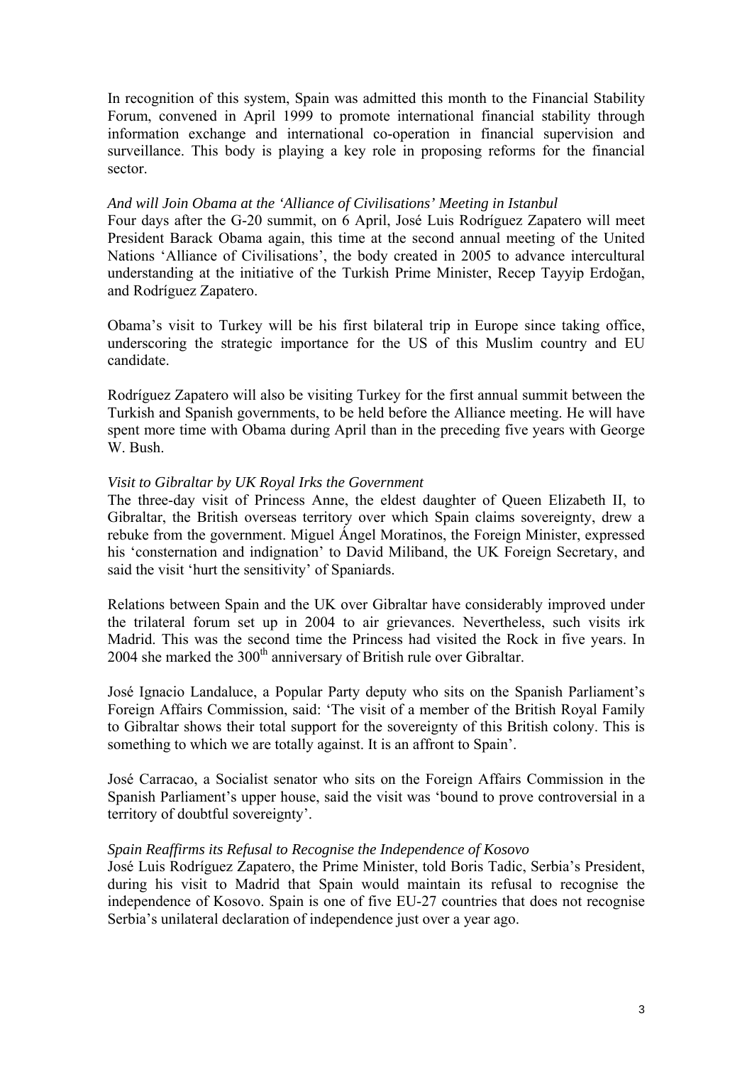In recognition of this system, Spain was admitted this month to the Financial Stability Forum, convened in April 1999 to promote international financial stability through information exchange and international co-operation in financial supervision and surveillance. This body is playing a key role in proposing reforms for the financial sector.

*And will Join Obama at the 'Alliance of Civilisations' Meeting in Istanbul*

Four days after the G-20 summit, on 6 April, José Luis Rodríguez Zapatero will meet President Barack Obama again, this time at the second annual meeting of the United Nations 'Alliance of Civilisations', the body created in 2005 to advance intercultural understanding at the initiative of the Turkish Prime Minister, Recep Tayyip Erdoğan, and Rodríguez Zapatero.

Obama's visit to Turkey will be his first bilateral trip in Europe since taking office, underscoring the strategic importance for the US of this Muslim country and EU candidate.

Rodríguez Zapatero will also be visiting Turkey for the first annual summit between the Turkish and Spanish governments, to be held before the Alliance meeting. He will have spent more time with Obama during April than in the preceding five years with George W. Bush.

*Visit to Gibraltar by UK Royal Irks the Government*

The three-day visit of Princess Anne, the eldest daughter of Queen Elizabeth II, to Gibraltar, the British overseas territory over which Spain claims sovereignty, drew a rebuke from the government. Miguel Ángel Moratinos, the Foreign Minister, expressed his 'consternation and indignation' to David Miliband, the UK Foreign Secretary, and said the visit 'hurt the sensitivity' of Spaniards.

Relations between Spain and the UK over Gibraltar have considerably improved under the trilateral forum set up in 2004 to air grievances. Nevertheless, such visits irk Madrid. This was the second time the Princess had visited the Rock in five years. In 2004 she marked the 300th anniversary of British rule over Gibraltar.

José Ignacio Landaluce, a Popular Party deputy who sits on the Spanish Parliament's Foreign Affairs Commission, said: 'The visit of a member of the British Royal Family to Gibraltar shows their total support for the sovereignty of this British colony. This is something to which we are totally against. It is an affront to Spain'.

José Carracao, a Socialist senator who sits on the Foreign Affairs Commission in the Spanish Parliament's upper house, said the visit was 'bound to prove controversial in a territory of doubtful sovereignty'.

*Spain Reaffirms its Refusal to Recognise the Independence of Kosovo*

José Luis Rodríguez Zapatero, the Prime Minister, told Boris Tadic, Serbia's President, during his visit to Madrid that Spain would maintain its refusal to recognise the independence of Kosovo. Spain is one of five EU-27 countries that does not recognise Serbia's unilateral declaration of independence just over a year ago.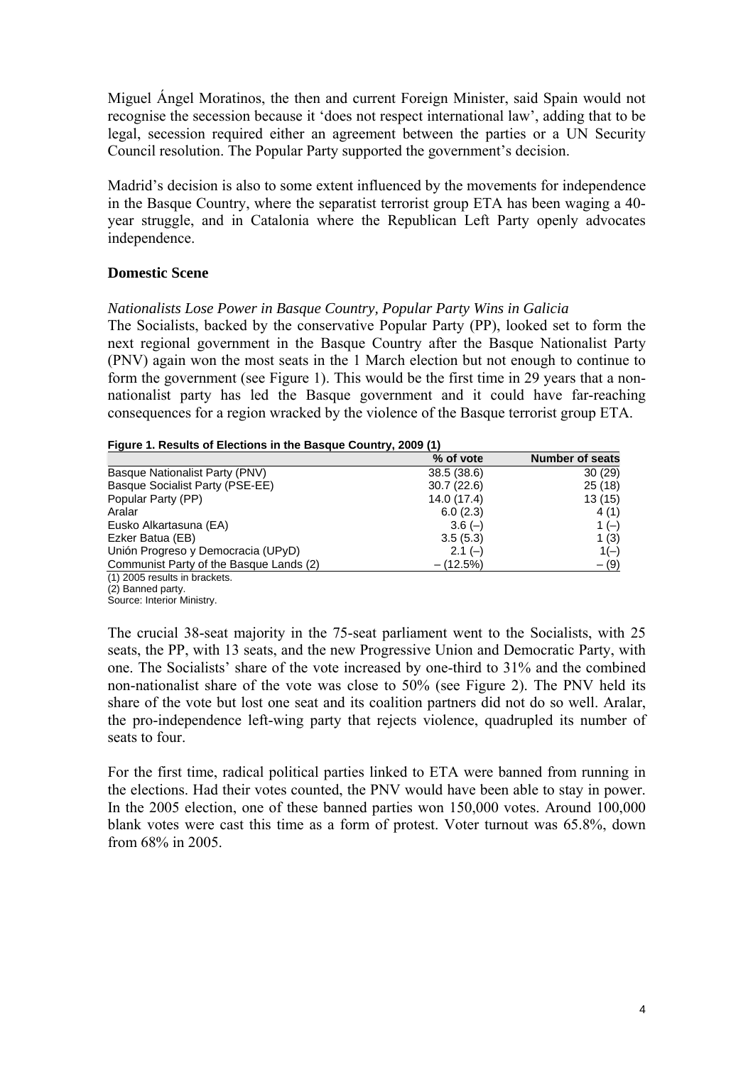Miguel Ángel Moratinos, the then and current Foreign Minister, said Spain would not recognise the secession because it 'does not respect international law', adding that to be legal, secession required either an agreement between the parties or a UN Security Council resolution. The Popular Party supported the government's decision.

Madrid's decision is also to some extent influenced by the movements for independence in the Basque Country, where the separatist terrorist group ETA has been waging a 40-year struggle, and in Catalonia where the Republican Left Party openly advocates independence.

## Domestic Scene

*Nationalists Lose Power in Basque Country, Popular Party Wins in Galicia*

The Socialists, backed by the conservative Popular Party (PP), looked set to form the next regional government in the Basque Country after the Basque Nationalist Party (PNV) again won the most seats in the 1 March election but not enough to continue to form the government (see Figure 1). This would be the first time in 29 years that a non-nationalist party has led the Basque government and it could have far-reaching consequences for a region wracked by the violence of the Basque terrorist group ETA.

**Figure 1. Results of Elections in the Basque Country, 2009 (1)**

| | % of vote | Number of seats |
|---|---|---|
| Basque Nationalist Party (PNV) | 38.5 (38.6) | 30 (29) |
| Basque Socialist Party (PSE-EE) | 30.7 (22.6) | 25 (18) |
| Popular Party (PP) | 14.0 (17.4) | 13 (15) |
| Aralar | 6.0 (2.3) | 4 (1) |
| Eusko Alkartasuna (EA) | 3.6 (–) | 1 (–) |
| Ezker Batua (EB) | 3.5 (5.3) | 1 (3) |
| Unión Progreso y Democracia (UPyD) | 2.1 (–) | 1(–) |
| Communist Party of the Basque Lands (2) | – (12.5%) | – (9) |

(1) 2005 results in brackets.
(2) Banned party.
Source: Interior Ministry.

The crucial 38-seat majority in the 75-seat parliament went to the Socialists, with 25 seats, the PP, with 13 seats, and the new Progressive Union and Democratic Party, with one. The Socialists' share of the vote increased by one-third to 31% and the combined non-nationalist share of the vote was close to 50% (see Figure 2). The PNV held its share of the vote but lost one seat and its coalition partners did not do so well. Aralar, the pro-independence left-wing party that rejects violence, quadrupled its number of seats to four.

For the first time, radical political parties linked to ETA were banned from running in the elections. Had their votes counted, the PNV would have been able to stay in power. In the 2005 election, one of these banned parties won 150,000 votes. Around 100,000 blank votes were cast this time as a form of protest. Voter turnout was 65.8%, down from 68% in 2005.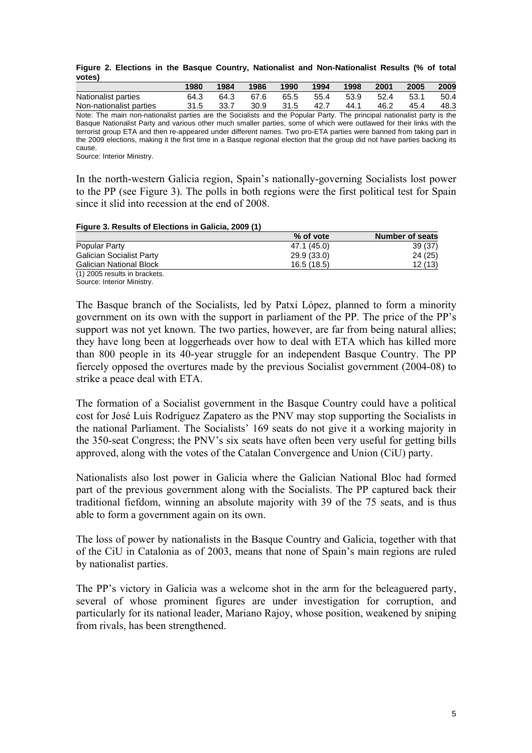**Figure 2. Elections in the Basque Country, Nationalist and Non-Nationalist Results (% of total votes)**

| | 1980 | 1984 | 1986 | 1990 | 1994 | 1998 | 2001 | 2005 | 2009 |
|---|---|---|---|---|---|---|---|---|---|
| Nationalist parties | 64.3 | 64.3 | 67.6 | 65.5 | 55.4 | 53.9 | 52.4 | 53.1 | 50.4 |
| Non-nationalist parties | 31.5 | 33.7 | 30.9 | 31.5 | 42.7 | 44.1 | 46.2 | 45.4 | 48.3 |

Note: The main non-nationalist parties are the Socialists and the Popular Party. The principal nationalist party is the Basque Nationalist Party and various other much smaller parties, some of which were outlawed for their links with the terrorist group ETA and then re-appeared under different names. Two pro-ETA parties were banned from taking part in the 2009 elections, making it the first time in a Basque regional election that the group did not have parties backing its cause.
Source: Interior Ministry.

In the north-western Galicia region, Spain's nationally-governing Socialists lost power to the PP (see Figure 3). The polls in both regions were the first political test for Spain since it slid into recession at the end of 2008.

**Figure 3. Results of Elections in Galicia, 2009 (1)**

| | % of vote | Number of seats |
|---|---|---|
| Popular Party | 47.1 (45.0) | 39 (37) |
| Galician Socialist Party | 29.9 (33.0) | 24 (25) |
| Galician National Block | 16.5 (18.5) | 12 (13) |

(1) 2005 results in brackets.
Source: Interior Ministry.

The Basque branch of the Socialists, led by Patxi López, planned to form a minority government on its own with the support in parliament of the PP. The price of the PP's support was not yet known. The two parties, however, are far from being natural allies; they have long been at loggerheads over how to deal with ETA which has killed more than 800 people in its 40-year struggle for an independent Basque Country. The PP fiercely opposed the overtures made by the previous Socialist government (2004-08) to strike a peace deal with ETA.

The formation of a Socialist government in the Basque Country could have a political cost for José Luis Rodríguez Zapatero as the PNV may stop supporting the Socialists in the national Parliament. The Socialists' 169 seats do not give it a working majority in the 350-seat Congress; the PNV's six seats have often been very useful for getting bills approved, along with the votes of the Catalan Convergence and Union (CiU) party.

Nationalists also lost power in Galicia where the Galician National Bloc had formed part of the previous government along with the Socialists. The PP captured back their traditional fiefdom, winning an absolute majority with 39 of the 75 seats, and is thus able to form a government again on its own.

The loss of power by nationalists in the Basque Country and Galicia, together with that of the CiU in Catalonia as of 2003, means that none of Spain's main regions are ruled by nationalist parties.

The PP's victory in Galicia was a welcome shot in the arm for the beleaguered party, several of whose prominent figures are under investigation for corruption, and particularly for its national leader, Mariano Rajoy, whose position, weakened by sniping from rivals, has been strengthened.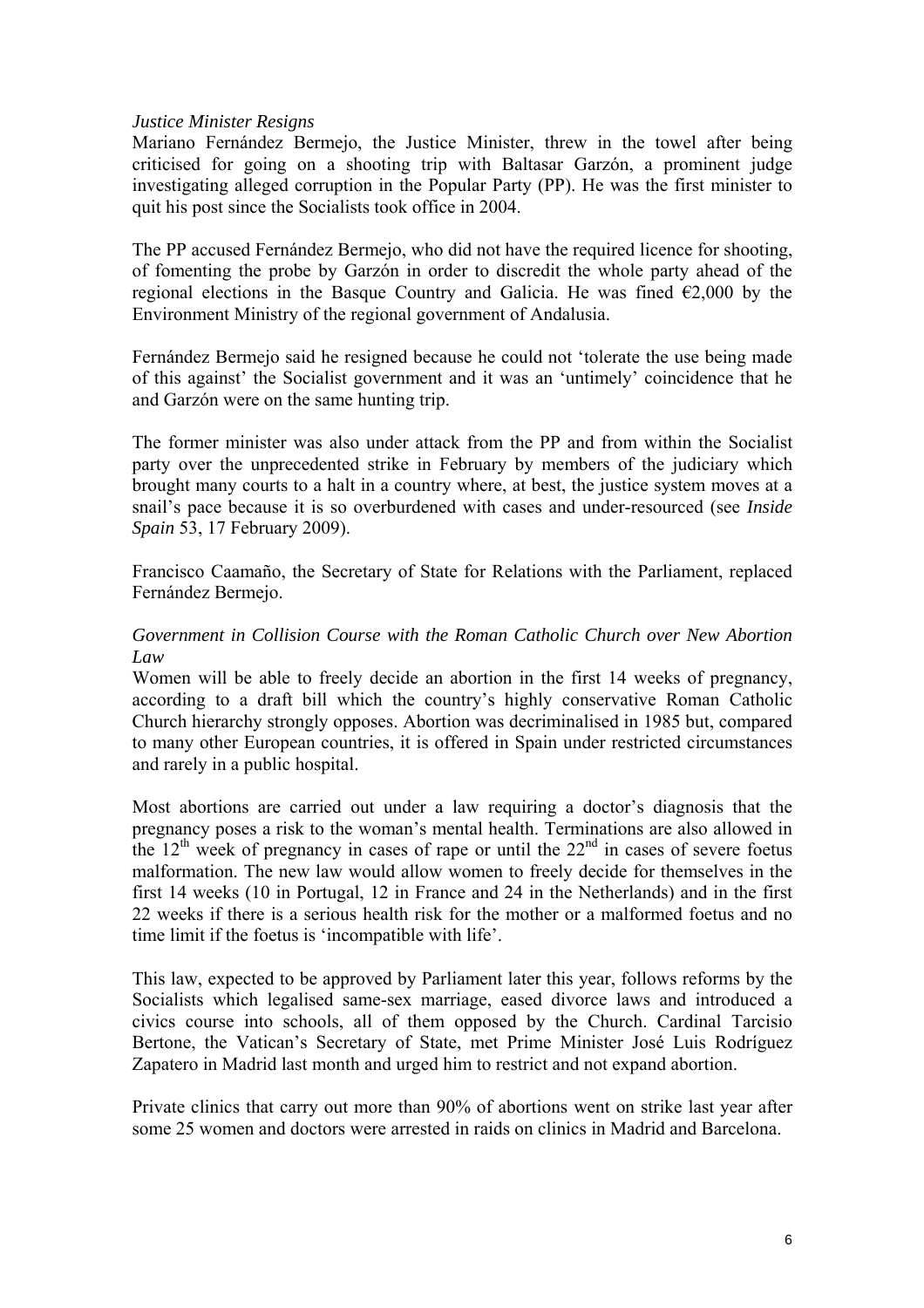*Justice Minister Resigns*

Mariano Fernández Bermejo, the Justice Minister, threw in the towel after being criticised for going on a shooting trip with Baltasar Garzón, a prominent judge investigating alleged corruption in the Popular Party (PP). He was the first minister to quit his post since the Socialists took office in 2004.

The PP accused Fernández Bermejo, who did not have the required licence for shooting, of fomenting the probe by Garzón in order to discredit the whole party ahead of the regional elections in the Basque Country and Galicia. He was fined €2,000 by the Environment Ministry of the regional government of Andalusia.

Fernández Bermejo said he resigned because he could not 'tolerate the use being made of this against' the Socialist government and it was an 'untimely' coincidence that he and Garzón were on the same hunting trip.

The former minister was also under attack from the PP and from within the Socialist party over the unprecedented strike in February by members of the judiciary which brought many courts to a halt in a country where, at best, the justice system moves at a snail's pace because it is so overburdened with cases and under-resourced (see *Inside Spain* 53, 17 February 2009).

Francisco Caamaño, the Secretary of State for Relations with the Parliament, replaced Fernández Bermejo.

*Government in Collision Course with the Roman Catholic Church over New Abortion Law*

Women will be able to freely decide an abortion in the first 14 weeks of pregnancy, according to a draft bill which the country's highly conservative Roman Catholic Church hierarchy strongly opposes. Abortion was decriminalised in 1985 but, compared to many other European countries, it is offered in Spain under restricted circumstances and rarely in a public hospital.

Most abortions are carried out under a law requiring a doctor's diagnosis that the pregnancy poses a risk to the woman's mental health. Terminations are also allowed in the 12th week of pregnancy in cases of rape or until the 22nd in cases of severe foetus malformation. The new law would allow women to freely decide for themselves in the first 14 weeks (10 in Portugal, 12 in France and 24 in the Netherlands) and in the first 22 weeks if there is a serious health risk for the mother or a malformed foetus and no time limit if the foetus is 'incompatible with life'.

This law, expected to be approved by Parliament later this year, follows reforms by the Socialists which legalised same-sex marriage, eased divorce laws and introduced a civics course into schools, all of them opposed by the Church. Cardinal Tarcisio Bertone, the Vatican's Secretary of State, met Prime Minister José Luis Rodríguez Zapatero in Madrid last month and urged him to restrict and not expand abortion.

Private clinics that carry out more than 90% of abortions went on strike last year after some 25 women and doctors were arrested in raids on clinics in Madrid and Barcelona.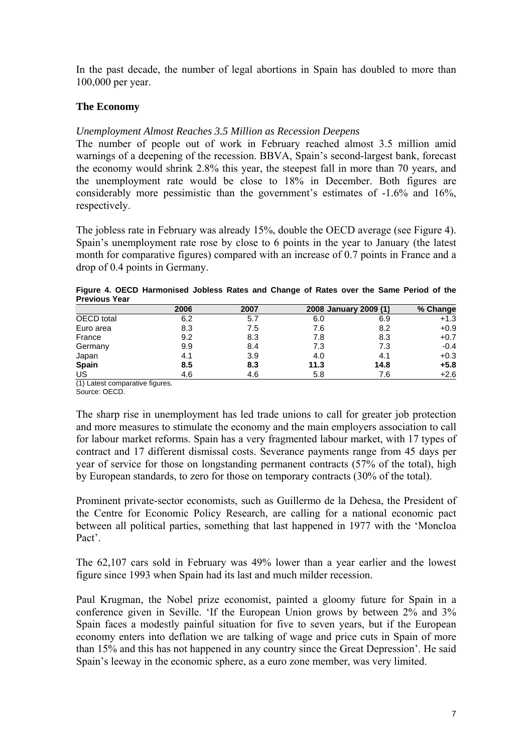In the past decade, the number of legal abortions in Spain has doubled to more than 100,000 per year.

## The Economy

### *Unemployment Almost Reaches 3.5 Million as Recession Deepens*

The number of people out of work in February reached almost 3.5 million amid warnings of a deepening of the recession. BBVA, Spain's second-largest bank, forecast the economy would shrink 2.8% this year, the steepest fall in more than 70 years, and the unemployment rate would be close to 18% in December. Both figures are considerably more pessimistic than the government's estimates of -1.6% and 16%, respectively.

The jobless rate in February was already 15%, double the OECD average (see Figure 4). Spain's unemployment rate rose by close to 6 points in the year to January (the latest month for comparative figures) compared with an increase of 0.7 points in France and a drop of 0.4 points in Germany.

**Figure 4. OECD Harmonised Jobless Rates and Change of Rates over the Same Period of the Previous Year**

| | 2006 | 2007 | 2008 | January 2009 (1) | % Change |
|---|---|---|---|---|---|
| OECD total | 6.2 | 5.7 | 6.0 | 6.9 | +1.3 |
| Euro area | 8.3 | 7.5 | 7.6 | 8.2 | +0.9 |
| France | 9.2 | 8.3 | 7.8 | 8.3 | +0.7 |
| Germany | 9.9 | 8.4 | 7.3 | 7.3 | -0.4 |
| Japan | 4.1 | 3.9 | 4.0 | 4.1 | +0.3 |
| **Spain** | **8.5** | **8.3** | **11.3** | **14.8** | **+5.8** |
| US | 4.6 | 4.6 | 5.8 | 7.6 | +2.6 |

(1) Latest comparative figures.
Source: OECD.

The sharp rise in unemployment has led trade unions to call for greater job protection and more measures to stimulate the economy and the main employers association to call for labour market reforms. Spain has a very fragmented labour market, with 17 types of contract and 17 different dismissal costs. Severance payments range from 45 days per year of service for those on longstanding permanent contracts (57% of the total), high by European standards, to zero for those on temporary contracts (30% of the total).

Prominent private-sector economists, such as Guillermo de la Dehesa, the President of the Centre for Economic Policy Research, are calling for a national economic pact between all political parties, something that last happened in 1977 with the 'Moncloa Pact'.

The 62,107 cars sold in February was 49% lower than a year earlier and the lowest figure since 1993 when Spain had its last and much milder recession.

Paul Krugman, the Nobel prize economist, painted a gloomy future for Spain in a conference given in Seville. 'If the European Union grows by between 2% and 3% Spain faces a modestly painful situation for five to seven years, but if the European economy enters into deflation we are talking of wage and price cuts in Spain of more than 15% and this has not happened in any country since the Great Depression'. He said Spain's leeway in the economic sphere, as a euro zone member, was very limited.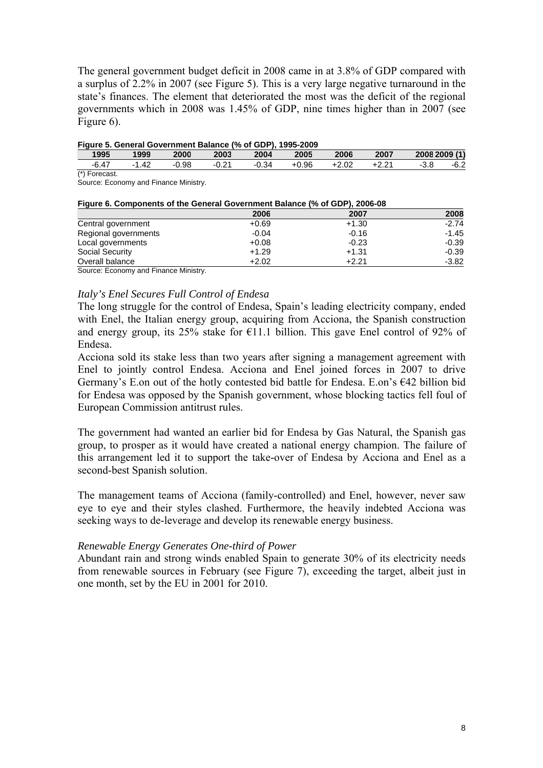The general government budget deficit in 2008 came in at 3.8% of GDP compared with a surplus of 2.2% in 2007 (see Figure 5). This is a very large negative turnaround in the state's finances. The element that deteriorated the most was the deficit of the regional governments which in 2008 was 1.45% of GDP, nine times higher than in 2007 (see Figure 6).

**Figure 5. General Government Balance (% of GDP), 1995-2009**

| 1995 | 1999 | 2000 | 2003 | 2004 | 2005 | 2006 | 2007 | 2008 | 2009 (1) |
|---|---|---|---|---|---|---|---|---|---|
| -6.47 | -1.42 | -0.98 | -0.21 | -0.34 | +0.96 | +2.02 | +2.21 | -3.8 | -6.2 |

(*) Forecast.

Source: Economy and Finance Ministry.

**Figure 6. Components of the General Government Balance (% of GDP), 2006-08**

| | 2006 | 2007 | 2008 |
|---|---|---|---|
| Central government | +0.69 | +1.30 | -2.74 |
| Regional governments | -0.04 | -0.16 | -1.45 |
| Local governments | +0.08 | -0.23 | -0.39 |
| Social Security | +1.29 | +1.31 | -0.39 |
| Overall balance | +2.02 | +2.21 | -3.82 |

Source: Economy and Finance Ministry.

*Italy's Enel Secures Full Control of Endesa*

The long struggle for the control of Endesa, Spain's leading electricity company, ended with Enel, the Italian energy group, acquiring from Acciona, the Spanish construction and energy group, its 25% stake for €11.1 billion. This gave Enel control of 92% of Endesa.

Acciona sold its stake less than two years after signing a management agreement with Enel to jointly control Endesa. Acciona and Enel joined forces in 2007 to drive Germany's E.on out of the hotly contested bid battle for Endesa. E.on's €42 billion bid for Endesa was opposed by the Spanish government, whose blocking tactics fell foul of European Commission antitrust rules.

The government had wanted an earlier bid for Endesa by Gas Natural, the Spanish gas group, to prosper as it would have created a national energy champion. The failure of this arrangement led it to support the take-over of Endesa by Acciona and Enel as a second-best Spanish solution.

The management teams of Acciona (family-controlled) and Enel, however, never saw eye to eye and their styles clashed. Furthermore, the heavily indebted Acciona was seeking ways to de-leverage and develop its renewable energy business.

*Renewable Energy Generates One-third of Power*

Abundant rain and strong winds enabled Spain to generate 30% of its electricity needs from renewable sources in February (see Figure 7), exceeding the target, albeit just in one month, set by the EU in 2001 for 2010.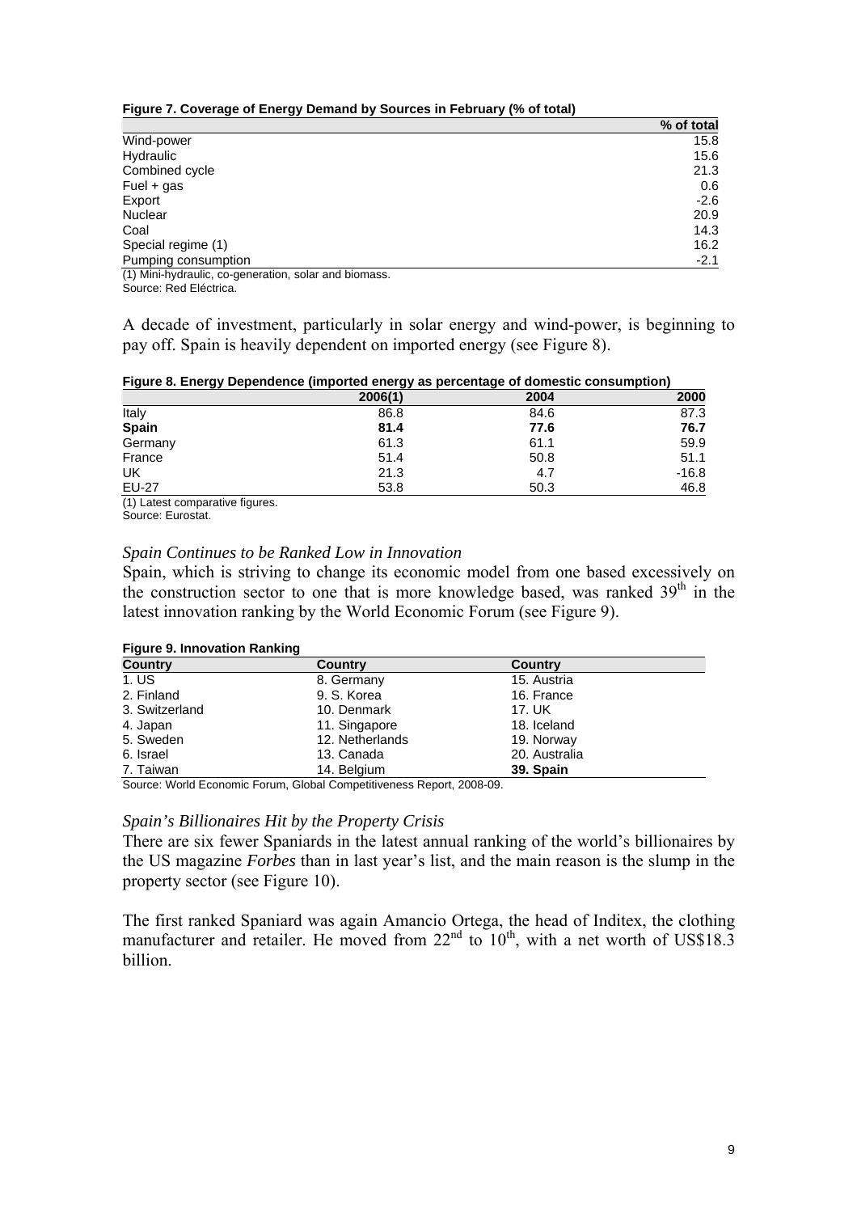**Figure 7. Coverage of Energy Demand by Sources in February (% of total)**

| | % of total |
|---|---|
| Wind-power | 15.8 |
| Hydraulic | 15.6 |
| Combined cycle | 21.3 |
| Fuel + gas | 0.6 |
| Export | -2.6 |
| Nuclear | 20.9 |
| Coal | 14.3 |
| Special regime (1) | 16.2 |
| Pumping consumption | -2.1 |

(1) Mini-hydraulic, co-generation, solar and biomass.
Source: Red Eléctrica.

A decade of investment, particularly in solar energy and wind-power, is beginning to pay off. Spain is heavily dependent on imported energy (see Figure 8).

**Figure 8. Energy Dependence (imported energy as percentage of domestic consumption)**

| | 2006(1) | 2004 | 2000 |
|---|---|---|---|
| Italy | 86.8 | 84.6 | 87.3 |
| **Spain** | **81.4** | **77.6** | **76.7** |
| Germany | 61.3 | 61.1 | 59.9 |
| France | 51.4 | 50.8 | 51.1 |
| UK | 21.3 | 4.7 | -16.8 |
| EU-27 | 53.8 | 50.3 | 46.8 |

(1) Latest comparative figures.
Source: Eurostat.

### *Spain Continues to be Ranked Low in Innovation*

Spain, which is striving to change its economic model from one based excessively on the construction sector to one that is more knowledge based, was ranked 39th in the latest innovation ranking by the World Economic Forum (see Figure 9).

**Figure 9. Innovation Ranking**

| Country | Country | Country |
|---|---|---|
| 1. US | 8. Germany | 15. Austria |
| 2. Finland | 9. S. Korea | 16. France |
| 3. Switzerland | 10. Denmark | 17. UK |
| 4. Japan | 11. Singapore | 18. Iceland |
| 5. Sweden | 12. Netherlands | 19. Norway |
| 6. Israel | 13. Canada | 20. Australia |
| 7. Taiwan | 14. Belgium | **39. Spain** |

Source: World Economic Forum, Global Competitiveness Report, 2008-09.

### *Spain's Billionaires Hit by the Property Crisis*

There are six fewer Spaniards in the latest annual ranking of the world's billionaires by the US magazine *Forbes* than in last year's list, and the main reason is the slump in the property sector (see Figure 10).

The first ranked Spaniard was again Amancio Ortega, the head of Inditex, the clothing manufacturer and retailer. He moved from 22nd to 10th, with a net worth of US$18.3 billion.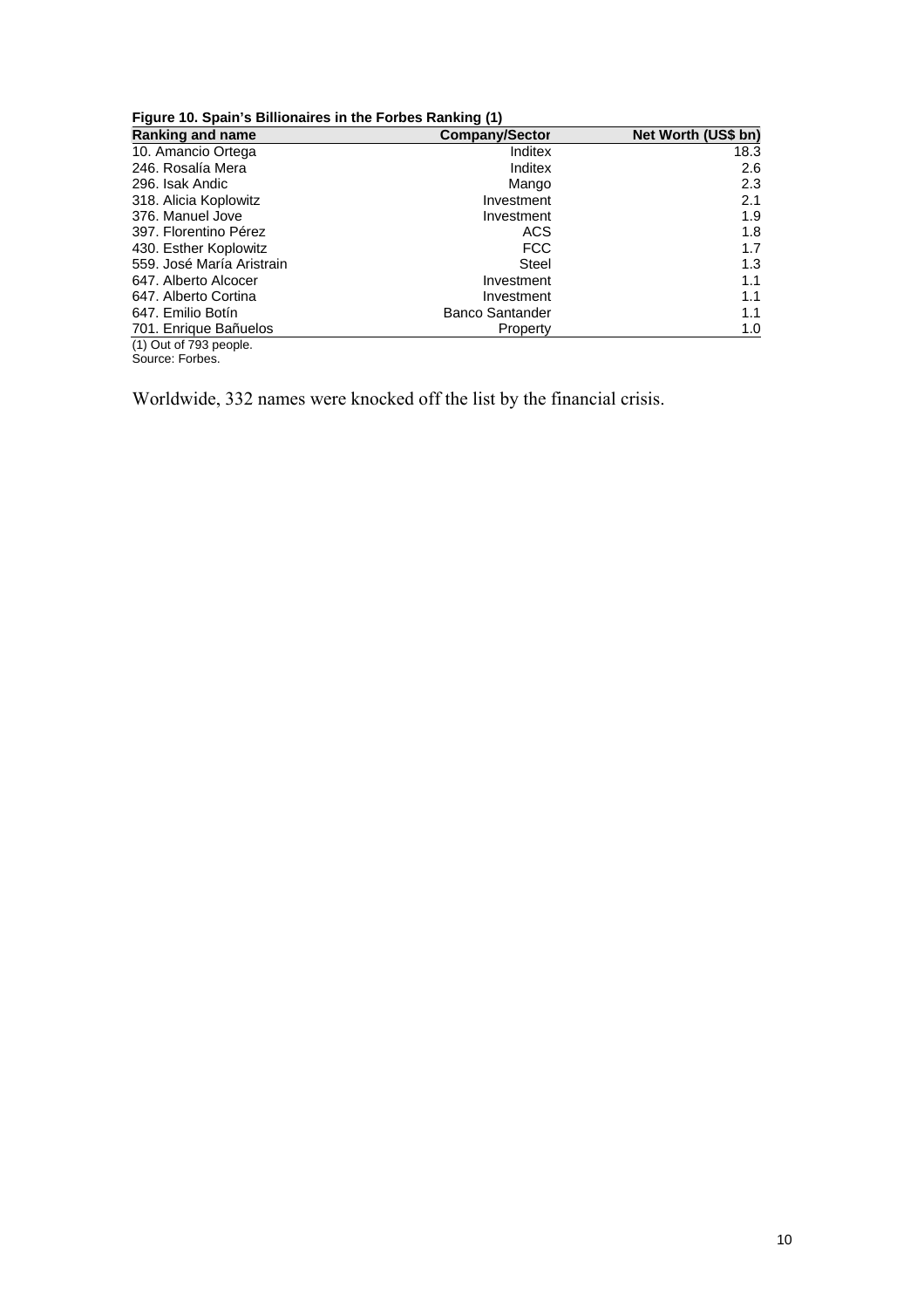**Figure 10. Spain's Billionaires in the Forbes Ranking (1)**

| Ranking and name | Company/Sector | Net Worth (US$ bn) |
|---|---|---|
| 10. Amancio Ortega | Inditex | 18.3 |
| 246. Rosalía Mera | Inditex | 2.6 |
| 296. Isak Andic | Mango | 2.3 |
| 318. Alicia Koplowitz | Investment | 2.1 |
| 376. Manuel Jove | Investment | 1.9 |
| 397. Florentino Pérez | ACS | 1.8 |
| 430. Esther Koplowitz | FCC | 1.7 |
| 559. José María Aristrain | Steel | 1.3 |
| 647. Alberto Alcocer | Investment | 1.1 |
| 647. Alberto Cortina | Investment | 1.1 |
| 647. Emilio Botín | Banco Santander | 1.1 |
| 701. Enrique Bañuelos | Property | 1.0 |

(1) Out of 793 people.
Source: Forbes.

Worldwide, 332 names were knocked off the list by the financial crisis.